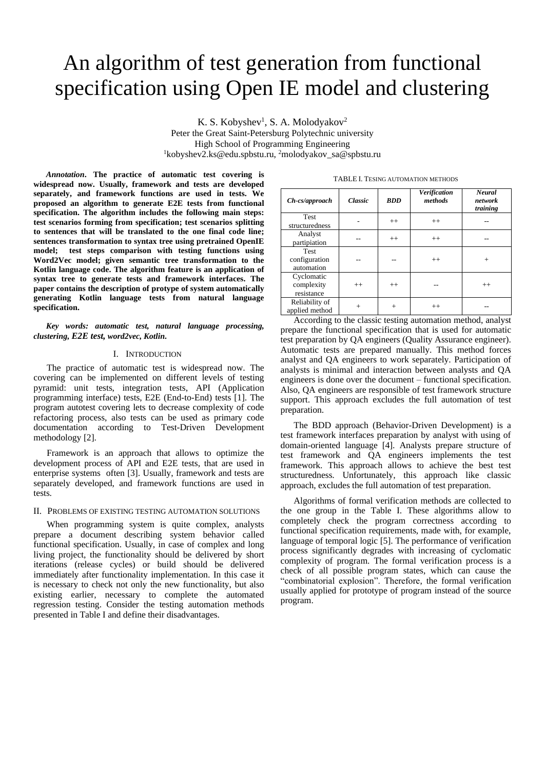# An algorithm of test generation from functional specification using Open IE model and clustering

K. S. Kobyshev[1], S. A. Molodyakov[2]
Peter the Great Saint-Petersburg Polytechnic university
High School of Programming Engineering
[1]kobyshev2.ks@edu.spbstu.ru, [2]molodyakov_sa@spbstu.ru

***Annotation*. The practice of automatic test covering is widespread now. Usually, framework and tests are developed separately, and framework functions are used in tests. We proposed an algorithm to generate E2E tests from functional specification. The algorithm includes the following main steps: test scenarios forming from specification; test scenarios splitting to sentences that will be translated to the one final code line; sentences transformation to syntax tree using pretrained OpenIE model; test steps comparison with testing functions using Word2Vec model; given semantic tree transformation to the Kotlin language code. The algorithm feature is an application of syntax tree to generate tests and framework interfaces. The paper contains the description of protype of system automatically generating Kotlin language tests from natural language specification.**

***Key words: automatic test, natural language processing, clustering, E2E test, word2vec, Kotlin.***

## I. Introduction

The practice of automatic test is widespread now. The covering can be implemented on different levels of testing pyramid: unit tests, integration tests, API (Application programming interface) tests, E2E (End-to-End) tests [1]. The program autotest covering lets to decrease complexity of code refactoring process, also tests can be used as primary code documentation according to Test-Driven Development methodology [2].

Framework is an approach that allows to optimize the development process of API and E2E tests, that are used in enterprise systems often [3]. Usually, framework and tests are separately developed, and framework functions are used in tests.

## II. Problems of existing testing automation solutions

When programming system is quite complex, analysts prepare a document describing system behavior called functional specification. Usually, in case of complex and long living project, the functionality should be delivered by short iterations (release cycles) or build should be delivered immediately after functionality implementation. In this case it is necessary to check not only the new functionality, but also existing earlier, necessary to complete the automated regression testing. Consider the testing automation methods presented in Table I and define their disadvantages.

TABLE I. Tesing automation methods

| *Ch-cs/approach* | *Classic* | *BDD* | *Verification methods* | *Neural network training* |
|---|---|---|---|---|
| Test structuredness | - | ++ | ++ | -- |
| Analyst partipiation | -- | ++ | ++ | -- |
| Test configuration automation | -- | -- | ++ | + |
| Cyclomatic complexity resistance | ++ | ++ | -- | ++ |
| Reliability of applied method | + | + | ++ | -- |

According to the classic testing automation method, analyst prepare the functional specification that is used for automatic test preparation by QA engineers (Quality Assurance engineer). Automatic tests are prepared manually. This method forces analyst and QA engineers to work separately. Participation of analysts is minimal and interaction between analysts and QA engineers is done over the document – functional specification. Also, QA engineers are responsible of test framework structure support. This approach excludes the full automation of test preparation.

The BDD approach (Behavior-Driven Development) is a test framework interfaces preparation by analyst with using of domain-oriented language [4]. Analysts prepare structure of test framework and QA engineers implements the test framework. This approach allows to achieve the best test structuredness. Unfortunately, this approach like classic approach, excludes the full automation of test preparation.

Algorithms of formal verification methods are collected to the one group in the Table I. These algorithms allow to completely check the program correctness according to functional specification requirements, made with, for example, language of temporal logic [5]. The performance of verification process significantly degrades with increasing of cyclomatic complexity of program. The formal verification process is a check of all possible program states, which can cause the "combinatorial explosion". Therefore, the formal verification usually applied for prototype of program instead of the source program.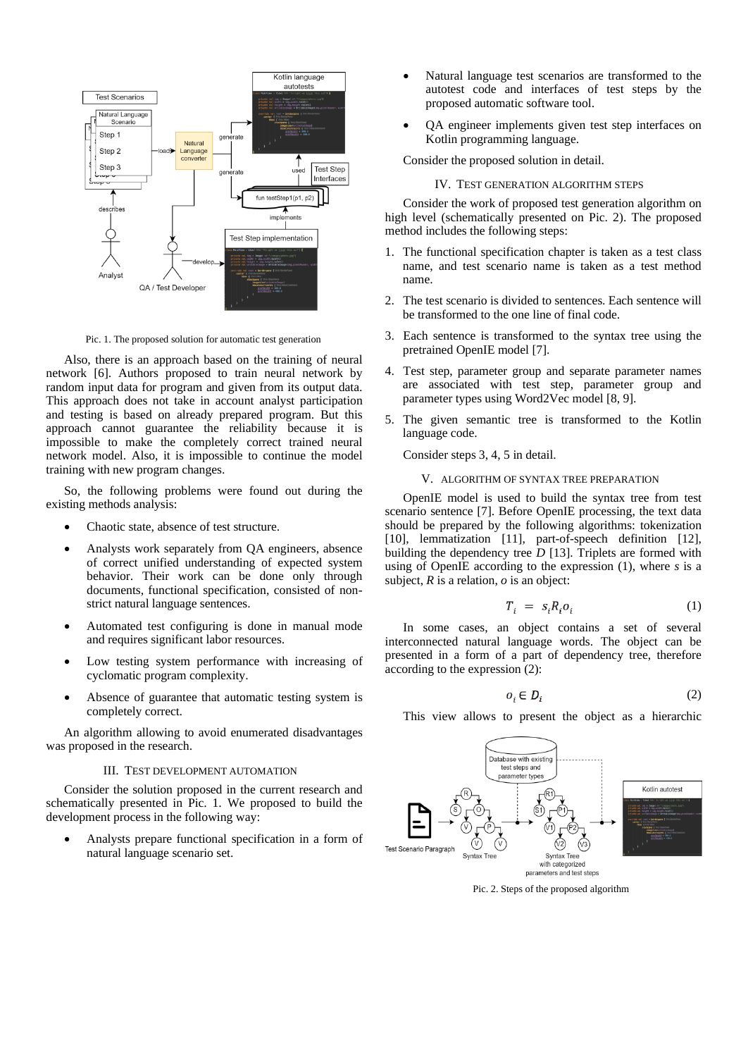Pic. 1. The proposed solution for automatic test generation

Also, there is an approach based on the training of neural network [6]. Authors proposed to train neural network by random input data for program and given from its output data. This approach does not take in account analyst participation and testing is based on already prepared program. But this approach cannot guarantee the reliability because it is impossible to make the completely correct trained neural network model. Also, it is impossible to continue the model training with new program changes.

So, the following problems were found out during the existing methods analysis:

- Chaotic state, absence of test structure.
- Analysts work separately from QA engineers, absence of correct unified understanding of expected system behavior. Their work can be done only through documents, functional specification, consisted of non-strict natural language sentences.
- Automated test configuring is done in manual mode and requires significant labor resources.
- Low testing system performance with increasing of cyclomatic program complexity.
- Absence of guarantee that automatic testing system is completely correct.

An algorithm allowing to avoid enumerated disadvantages was proposed in the research.

## III. Test Development Automation

Consider the solution proposed in the current research and schematically presented in Pic. 1. We proposed to build the development process in the following way:

- Analysts prepare functional specification in a form of natural language scenario set.
- Natural language test scenarios are transformed to the autotest code and interfaces of test steps by the proposed automatic software tool.
- QA engineer implements given test step interfaces on Kotlin programming language.

Consider the proposed solution in detail.

## IV. Test Generation Algorithm Steps

Consider the work of proposed test generation algorithm on high level (schematically presented on Pic. 2). The proposed method includes the following steps:

1. The functional specification chapter is taken as a test class name, and test scenario name is taken as a test method name.
2. The test scenario is divided to sentences. Each sentence will be transformed to the one line of final code.
3. Each sentence is transformed to the syntax tree using the pretrained OpenIE model [7].
4. Test step, parameter group and separate parameter names are associated with test step, parameter group and parameter types using Word2Vec model [8, 9].
5. The given semantic tree is transformed to the Kotlin language code.

Consider steps 3, 4, 5 in detail.

## V. Algorithm of Syntax Tree Preparation

OpenIE model is used to build the syntax tree from test scenario sentence [7]. Before OpenIE processing, the text data should be prepared by the following algorithms: tokenization [10], lemmatization [11], part-of-speech definition [12], building the dependency tree *D* [13]. Triplets are formed with using of OpenIE according to the expression (1), where *s* is a subject, *R* is a relation, *o* is an object:

$$T_i = s_i R_i o_i \tag{1}$$

In some cases, an object contains a set of several interconnected natural language words. The object can be presented in a form of a part of dependency tree, therefore according to the expression (2):

$$o_i \in D_i \tag{2}$$

This view allows to present the object as a hierarchic

Pic. 2. Steps of the proposed algorithm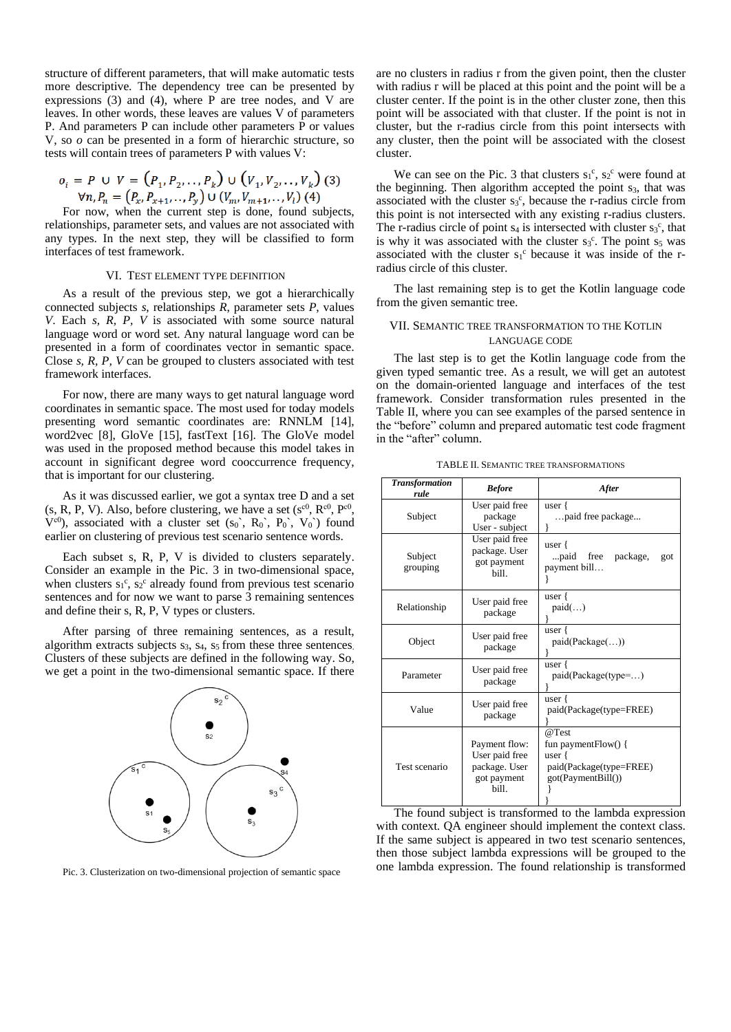structure of different parameters, that will make automatic tests more descriptive. The dependency tree can be presented by expressions (3) and (4), where P are tree nodes, and V are leaves. In other words, these leaves are values V of parameters P. And parameters P can include other parameters P or values V, so *o* can be presented in a form of hierarchic structure, so tests will contain trees of parameters P with values V:

$$o_i = P \cup V = (P_1, P_2, .., P_k) \cup (V_1, V_2, .., V_k) \quad (3)$$

$$\forall n, P_n = (P_x, P_{x+1}, .., P_y) \cup (V_m, V_{m+1}, .., V_l) \quad (4)$$

For now, when the current step is done, found subjects, relationships, parameter sets, and values are not associated with any types. In the next step, they will be classified to form interfaces of test framework.

## VI. Test element type definition

As a result of the previous step, we got a hierarchically connected subjects *s*, relationships *R*, parameter sets *P*, values *V*. Each *s, R, P, V* is associated with some source natural language word or word set. Any natural language word can be presented in a form of coordinates vector in semantic space. Close *s, R, P, V* can be grouped to clusters associated with test framework interfaces.

For now, there are many ways to get natural language word coordinates in semantic space. The most used for today models presenting word semantic coordinates are: RNNLM [14], word2vec [8], GloVe [15], fastText [16]. The GloVe model was used in the proposed method because this model takes in account in significant degree word cooccurrence frequency, that is important for our clustering.

As it was discussed earlier, we got a syntax tree D and a set (s, R, P, V). Also, before clustering, we have a set ($s^{c0}$, $R^{c0}$, $P^{c0}$, $V^{c0}$), associated with a cluster set (s0`, R0`, P0`, V0`) found earlier on clustering of previous test scenario sentence words.

Each subset s, R, P, V is divided to clusters separately. Consider an example in the Pic. 3 in two-dimensional space, when clusters $s_1^c$, $s_2^c$ already found from previous test scenario sentences and for now we want to parse 3 remaining sentences and define their s, R, P, V types or clusters.

After parsing of three remaining sentences, as a result, algorithm extracts subjects $s_3$, $s_4$, $s_5$ from these three sentences. Clusters of these subjects are defined in the following way. So, we get a point in the two-dimensional semantic space. If there are no clusters in radius r from the given point, then the cluster with radius r will be placed at this point and the point will be a cluster center. If the point is in the other cluster zone, then this point will be associated with that cluster. If the point is not in cluster, but the r-radius circle from this point intersects with any cluster, then the point will be associated with the closest cluster.

Pic. 3. Clusterization on two-dimensional projection of semantic space

We can see on the Pic. 3 that clusters $s_1^c$, $s_2^c$ were found at the beginning. Then algorithm accepted the point $s_3$, that was associated with the cluster $s_3^c$, because the r-radius circle from this point is not intersected with any existing r-radius clusters. The r-radius circle of point $s_4$ is intersected with cluster $s_3^c$, that is why it was associated with the cluster $s_3^c$. The point $s_5$ was associated with the cluster $s_1^c$ because it was inside of the r-radius circle of this cluster.

The last remaining step is to get the Kotlin language code from the given semantic tree.

## VII. Semantic tree transformation to the Kotlin language code

The last step is to get the Kotlin language code from the given typed semantic tree. As a result, we will get an autotest on the domain-oriented language and interfaces of the test framework. Consider transformation rules presented in the Table II, where you can see examples of the parsed sentence in the "before" column and prepared automatic test code fragment in the "after" column.

TABLE II. Semantic tree transformations

| *Transformation rule* | *Before* | *After* |
|---|---|---|
| Subject | User paid free package User - subject | user { …paid free package... } |
| Subject grouping | User paid free package. User got payment bill. | user { ...paid free package, got payment bill… } |
| Relationship | User paid free package | user { paid(…) } |
| Object | User paid free package | user { paid(Package(…)) } |
| Parameter | User paid free package | user { paid(Package(type=…) } |
| Value | User paid free package | user { paid(Package(type=FREE) } |
| Test scenario | Payment flow: User paid free package. User got payment bill. | @Test fun paymentFlow() { user { paid(Package(type=FREE) got(PaymentBill()) } } |

The found subject is transformed to the lambda expression with context. QA engineer should implement the context class. If the same subject is appeared in two test scenario sentences, then those subject lambda expressions will be grouped to the one lambda expression. The found relationship is transformed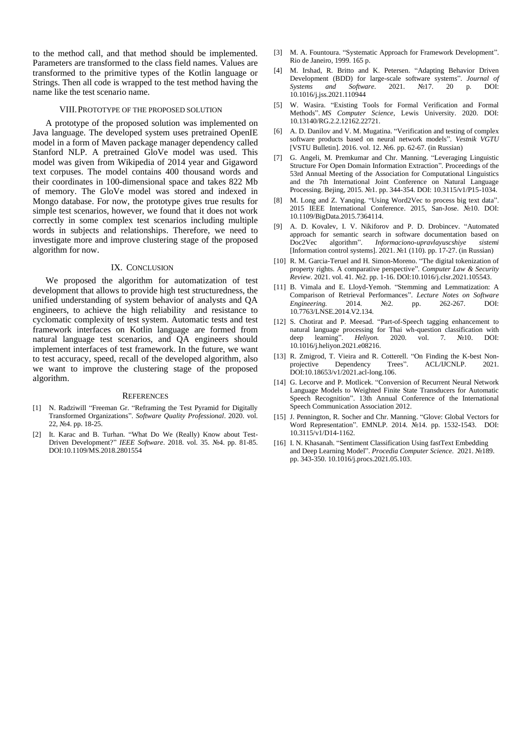to the method call, and that method should be implemented. Parameters are transformed to the class field names. Values are transformed to the primitive types of the Kotlin language or Strings. Then all code is wrapped to the test method having the name like the test scenario name.

## VIII. Prototype of the Proposed Solution

A prototype of the proposed solution was implemented on Java language. The developed system uses pretrained OpenIE model in a form of Maven package manager dependency called Stanford NLP. A pretrained GloVe model was used. This model was given from Wikipedia of 2014 year and Gigaword text corpuses. The model contains 400 thousand words and their coordinates in 100-dimensional space and takes 822 Mb of memory. The GloVe model was stored and indexed in Mongo database. For now, the prototype gives true results for simple test scenarios, however, we found that it does not work correctly in some complex test scenarios including multiple words in subjects and relationships. Therefore, we need to investigate more and improve clustering stage of the proposed algorithm for now.

## IX. Conclusion

We proposed the algorithm for automatization of test development that allows to provide high test structuredness, the unified understanding of system behavior of analysts and QA engineers, to achieve the high reliability and resistance to cyclomatic complexity of test system. Automatic tests and test framework interfaces on Kotlin language are formed from natural language test scenarios, and QA engineers should implement interfaces of test framework. In the future, we want to test accuracy, speed, recall of the developed algorithm, also we want to improve the clustering stage of the proposed algorithm.

## References

[1] N. Radziwill "Freeman Gr. "Reframing the Test Pyramid for Digitally Transformed Organizations". *Software Quality Professional*. 2020. vol. 22, №4. pp. 18-25.

[2] It. Karac and B. Turhan. "What Do We (Really) Know about Test-Driven Development?" *IEEE Software*. 2018. vol. 35. №4. pp. 81-85. DOI:10.1109/MS.2018.2801554

[3] M. A. Fountoura. "Systematic Approach for Framework Development". Rio de Janeiro, 1999. 165 p.

[4] M. Irshad, R. Britto and K. Petersen. "Adapting Behavior Driven Development (BDD) for large-scale software systems". *Journal of Systems and Software*. 2021. №17. 20 p. DOI: 10.1016/j.jss.2021.110944

[5] W. Wasira. "Existing Tools for Formal Verification and Formal Methods". *MS Computer Science*, Lewis University. 2020. DOI: 10.13140/RG.2.2.12162.22721.

[6] A. D. Danilov and V. M. Mugatina. "Verification and testing of complex software products based on neural network models". *Vestnik VGTU* [VSTU Bulletin]. 2016. vol. 12. №6. pp. 62-67. (in Russian)

[7] G. Angeli, M. Premkumar and Chr. Manning. "Leveraging Linguistic Structure For Open Domain Information Extraction". Proceedings of the 53rd Annual Meeting of the Association for Computational Linguistics and the 7th International Joint Conference on Natural Language Processing. Bejing, 2015. №1. pp. 344-354. DOI: 10.3115/v1/P15-1034.

[8] M. Long and Z. Yanqing. "Using Word2Vec to process big text data". 2015 IEEE International Conference. 2015, San-Jose. №10. DOI: 10.1109/BigData.2015.7364114.

[9] A. D. Kovalev, I. V. Nikiforov and P. D. Drobincev. "Automated approach for semantic search in software documentation based on Doc2Vec algorithm". *Informaciono-upravlayuscshiye sistemi* [Information control systems]. 2021. №1 (110). pp. 17-27. (in Russian)

[10] R. M. Garcia-Teruel and H. Simon-Moreno. "The digital tokenization of property rights. A comparative perspective". *Computer Law & Security Review*. 2021. vol. 41. №2. pp. 1-16. DOI:10.1016/j.clsr.2021.105543.

[11] B. Vimala and E. Lloyd-Yemoh. "Stemming and Lemmatization: A Comparison of Retrieval Performances". *Lecture Notes on Software Engineering.* 2014. №2. pp. 262-267. DOI: 10.7763/LNSE.2014.V2.134.

[12] S. Chotirat and P. Meesad. "Part-of-Speech tagging enhancement to natural language processing for Thai wh-question classification with deep learning". *Heliyon.* 2020. vol. 7. №10. DOI: 10.1016/j.heliyon.2021.e08216.

[13] R. Zmigrod, T. Vieira and R. Cotterell. "On Finding the K-best Non-projective Dependency Trees". ACL/IJCNLP. 2021. DOI:10.18653/v1/2021.acl-long.106.

[14] G. Lecorve and P. Motlicek. "Conversion of Recurrent Neural Network Language Models to Weighted Finite State Transducers for Automatic Speech Recognition". 13th Annual Conference of the International Speech Communication Association 2012.

[15] J. Pennington, R. Socher and Chr. Manning. "Glove: Global Vectors for Word Representation". EMNLP. 2014. №14. pp. 1532-1543. DOI: 10.3115/v1/D14-1162.

[16] I. N. Khasanah. "Sentiment Classification Using fastText Embedding and Deep Learning Model". *Procedia Computer Science*. 2021. №189. pp. 343-350. 10.1016/j.procs.2021.05.103.